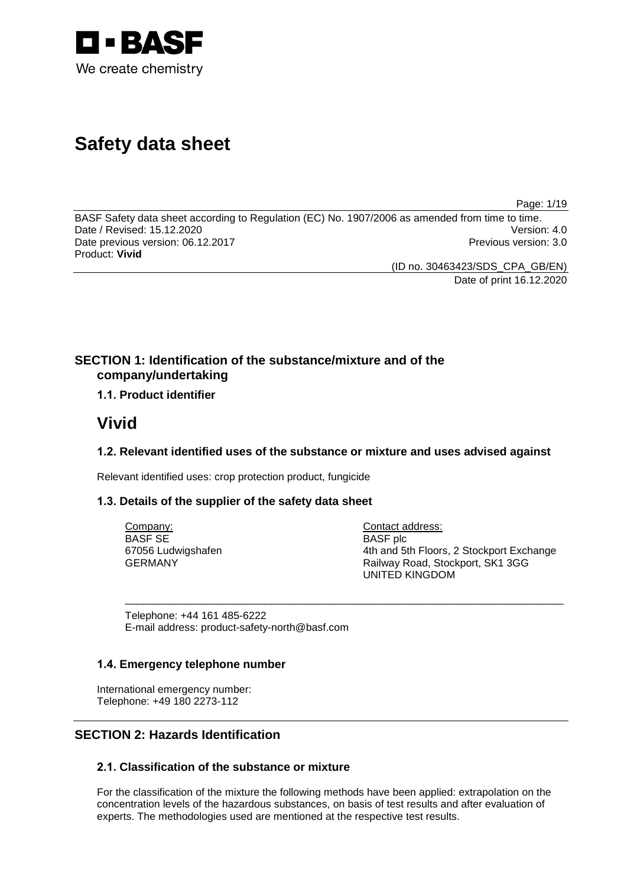# Safety data sheet

BASF Safety data sheet according to Regulation (EC) No. 1907/2006 as amended from time to time.
Date / Revised: 15.12.2020 Version: 4.0
Date previous version: 06.12.2017 Previous version: 3.0
Product: **Vivid**

(ID no. 30463423/SDS_CPA_GB/EN)
Date of print 16.12.2020

## SECTION 1: Identification of the substance/mixture and of the company/undertaking

### 1.1. Product identifier

# Vivid

### 1.2. Relevant identified uses of the substance or mixture and uses advised against

Relevant identified uses: crop protection product, fungicide

### 1.3. Details of the supplier of the safety data sheet

Company:
BASF SE
67056 Ludwigshafen
GERMANY

Contact address:
BASF plc
4th and 5th Floors, 2 Stockport Exchange
Railway Road, Stockport, SK1 3GG
UNITED KINGDOM

Telephone: +44 161 485-6222
E-mail address: product-safety-north@basf.com

### 1.4. Emergency telephone number

International emergency number:
Telephone: +49 180 2273-112

## SECTION 2: Hazards Identification

### 2.1. Classification of the substance or mixture

For the classification of the mixture the following methods have been applied: extrapolation on the concentration levels of the hazardous substances, on basis of test results and after evaluation of experts. The methodologies used are mentioned at the respective test results.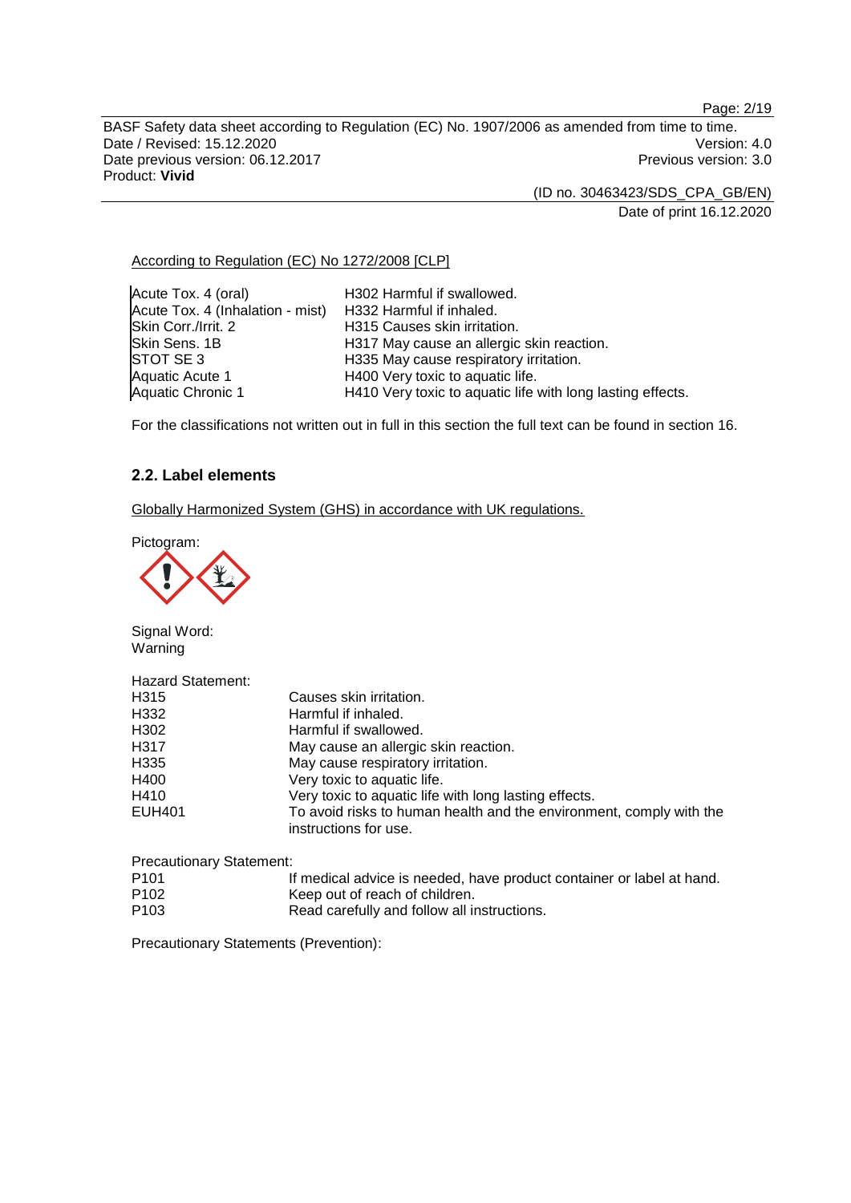According to Regulation (EC) No 1272/2008 [CLP]

| | |
|---|---|
| Acute Tox. 4 (oral) | H302 Harmful if swallowed. |
| Acute Tox. 4 (Inhalation - mist) | H332 Harmful if inhaled. |
| Skin Corr./Irrit. 2 | H315 Causes skin irritation. |
| Skin Sens. 1B | H317 May cause an allergic skin reaction. |
| STOT SE 3 | H335 May cause respiratory irritation. |
| Aquatic Acute 1 | H400 Very toxic to aquatic life. |
| Aquatic Chronic 1 | H410 Very toxic to aquatic life with long lasting effects. |

For the classifications not written out in full in this section the full text can be found in section 16.

## 2.2. Label elements

Globally Harmonized System (GHS) in accordance with UK regulations.

Pictogram:

Signal Word:
Warning

Hazard Statement:

| | |
|---|---|
| H315 | Causes skin irritation. |
| H332 | Harmful if inhaled. |
| H302 | Harmful if swallowed. |
| H317 | May cause an allergic skin reaction. |
| H335 | May cause respiratory irritation. |
| H400 | Very toxic to aquatic life. |
| H410 | Very toxic to aquatic life with long lasting effects. |
| EUH401 | To avoid risks to human health and the environment, comply with the instructions for use. |

Precautionary Statement:

| | |
|---|---|
| P101 | If medical advice is needed, have product container or label at hand. |
| P102 | Keep out of reach of children. |
| P103 | Read carefully and follow all instructions. |

Precautionary Statements (Prevention):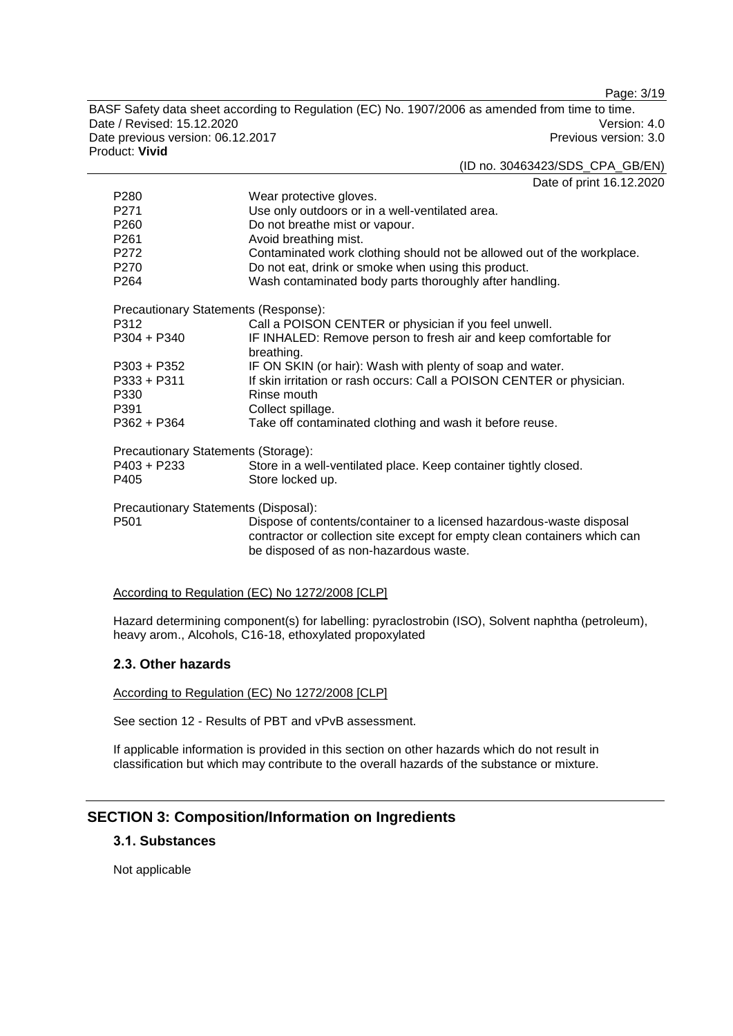| | |
|---|---|
| P280 | Wear protective gloves. |
| P271 | Use only outdoors or in a well-ventilated area. |
| P260 | Do not breathe mist or vapour. |
| P261 | Avoid breathing mist. |
| P272 | Contaminated work clothing should not be allowed out of the workplace. |
| P270 | Do not eat, drink or smoke when using this product. |
| P264 | Wash contaminated body parts thoroughly after handling. |

Precautionary Statements (Response):

| | |
|---|---|
| P312 | Call a POISON CENTER or physician if you feel unwell. |
| P304 + P340 | IF INHALED: Remove person to fresh air and keep comfortable for breathing. |
| P303 + P352 | IF ON SKIN (or hair): Wash with plenty of soap and water. |
| P333 + P311 | If skin irritation or rash occurs: Call a POISON CENTER or physician. |
| P330 | Rinse mouth |
| P391 | Collect spillage. |
| P362 + P364 | Take off contaminated clothing and wash it before reuse. |

Precautionary Statements (Storage):

| | |
|---|---|
| P403 + P233 | Store in a well-ventilated place. Keep container tightly closed. |
| P405 | Store locked up. |

Precautionary Statements (Disposal):

| | |
|---|---|
| P501 | Dispose of contents/container to a licensed hazardous-waste disposal contractor or collection site except for empty clean containers which can be disposed of as non-hazardous waste. |

According to Regulation (EC) No 1272/2008 [CLP]

Hazard determining component(s) for labelling: pyraclostrobin (ISO), Solvent naphtha (petroleum), heavy arom., Alcohols, C16-18, ethoxylated propoxylated

### 2.3. Other hazards

According to Regulation (EC) No 1272/2008 [CLP]

See section 12 - Results of PBT and vPvB assessment.

If applicable information is provided in this section on other hazards which do not result in classification but which may contribute to the overall hazards of the substance or mixture.

## SECTION 3: Composition/Information on Ingredients

### 3.1. Substances

Not applicable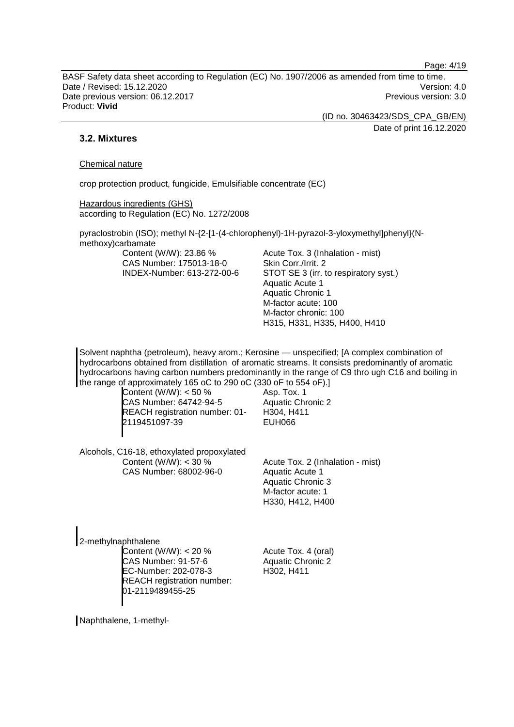## 3.2. Mixtures

Chemical nature

crop protection product, fungicide, Emulsifiable concentrate (EC)

Hazardous ingredients (GHS)
according to Regulation (EC) No. 1272/2008

pyraclostrobin (ISO); methyl N-{2-[1-(4-chlorophenyl)-1H-pyrazol-3-yloxymethyl]phenyl}(N-methoxy)carbamate

| | |
|---|---|
| Content (W/W): 23.86 %<br>CAS Number: 175013-18-0<br>INDEX-Number: 613-272-00-6 | Acute Tox. 3 (Inhalation - mist)<br>Skin Corr./Irrit. 2<br>STOT SE 3 (irr. to respiratory syst.)<br>Aquatic Acute 1<br>Aquatic Chronic 1<br>M-factor acute: 100<br>M-factor chronic: 100<br>H315, H331, H335, H400, H410 |

Solvent naphtha (petroleum), heavy arom.; Kerosine — unspecified; [A complex combination of hydrocarbons obtained from distillation of aromatic streams. It consists predominantly of aromatic hydrocarbons having carbon numbers predominantly in the range of C9 thro ugh C16 and boiling in the range of approximately 165 oC to 290 oC (330 oF to 554 oF).]

| | |
|---|---|
| Content (W/W): < 50 %<br>CAS Number: 64742-94-5<br>REACH registration number: 01-2119451097-39 | Asp. Tox. 1<br>Aquatic Chronic 2<br>H304, H411<br>EUH066 |

Alcohols, C16-18, ethoxylated propoxylated

| | |
|---|---|
| Content (W/W): < 30 %<br>CAS Number: 68002-96-0 | Acute Tox. 2 (Inhalation - mist)<br>Aquatic Acute 1<br>Aquatic Chronic 3<br>M-factor acute: 1<br>H330, H412, H400 |

2-methylnaphthalene

| | |
|---|---|
| Content (W/W): < 20 %<br>CAS Number: 91-57-6<br>EC-Number: 202-078-3<br>REACH registration number: 01-2119489455-25 | Acute Tox. 4 (oral)<br>Aquatic Chronic 2<br>H302, H411 |

Naphthalene, 1-methyl-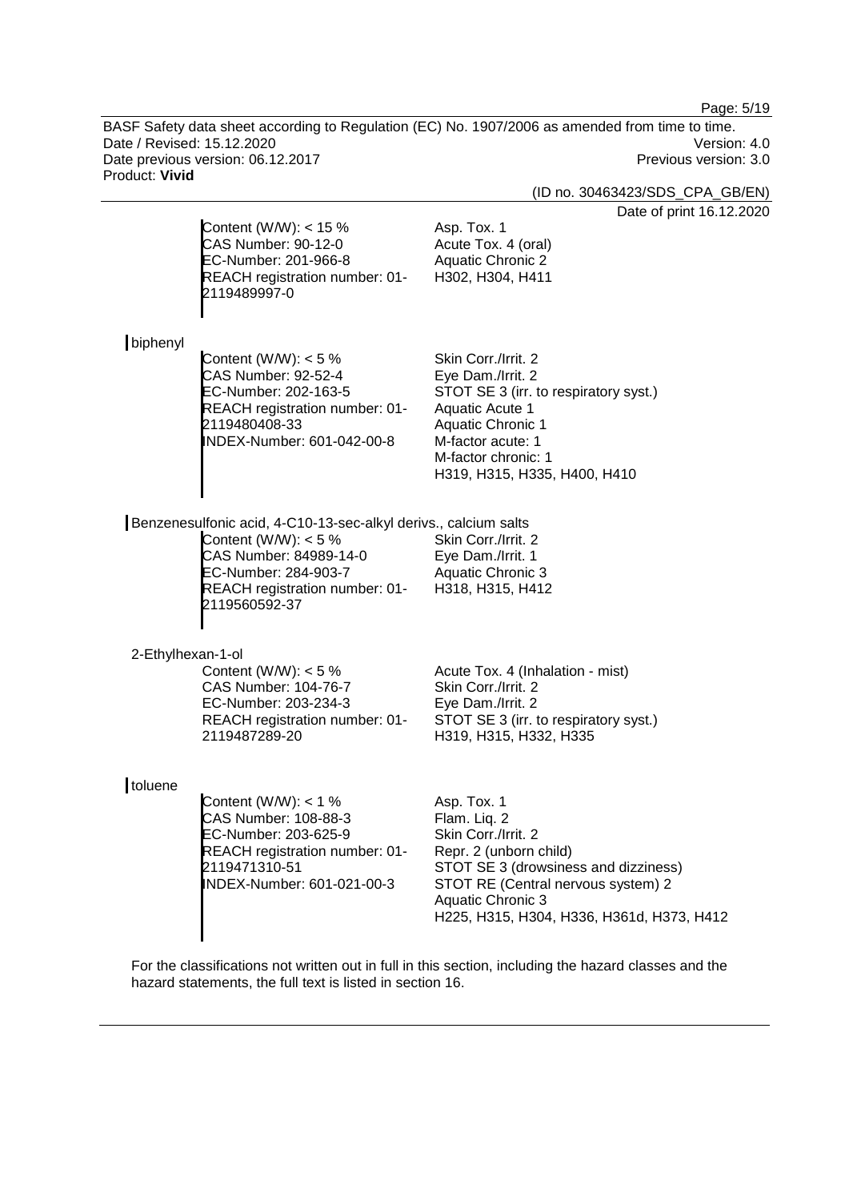Content (W/W): < 15 %
CAS Number: 90-12-0
EC-Number: 201-966-8
REACH registration number: 01-2119489997-0

Asp. Tox. 1
Acute Tox. 4 (oral)
Aquatic Chronic 2
H302, H304, H411

biphenyl

Content (W/W): < 5 %
CAS Number: 92-52-4
EC-Number: 202-163-5
REACH registration number: 01-2119480408-33
INDEX-Number: 601-042-00-8

Skin Corr./Irrit. 2
Eye Dam./Irrit. 2
STOT SE 3 (irr. to respiratory syst.)
Aquatic Acute 1
Aquatic Chronic 1
M-factor acute: 1
M-factor chronic: 1
H319, H315, H335, H400, H410

Benzenesulfonic acid, 4-C10-13-sec-alkyl derivs., calcium salts

Content (W/W): < 5 %
CAS Number: 84989-14-0
EC-Number: 284-903-7
REACH registration number: 01-2119560592-37

Skin Corr./Irrit. 2
Eye Dam./Irrit. 1
Aquatic Chronic 3
H318, H315, H412

2-Ethylhexan-1-ol

Content (W/W): < 5 %
CAS Number: 104-76-7
EC-Number: 203-234-3
REACH registration number: 01-2119487289-20

Acute Tox. 4 (Inhalation - mist)
Skin Corr./Irrit. 2
Eye Dam./Irrit. 2
STOT SE 3 (irr. to respiratory syst.)
H319, H315, H332, H335

toluene

Content (W/W): < 1 %
CAS Number: 108-88-3
EC-Number: 203-625-9
REACH registration number: 01-2119471310-51
INDEX-Number: 601-021-00-3

Asp. Tox. 1
Flam. Liq. 2
Skin Corr./Irrit. 2
Repr. 2 (unborn child)
STOT SE 3 (drowsiness and dizziness)
STOT RE (Central nervous system) 2
Aquatic Chronic 3
H225, H315, H304, H336, H361d, H373, H412

For the classifications not written out in full in this section, including the hazard classes and the hazard statements, the full text is listed in section 16.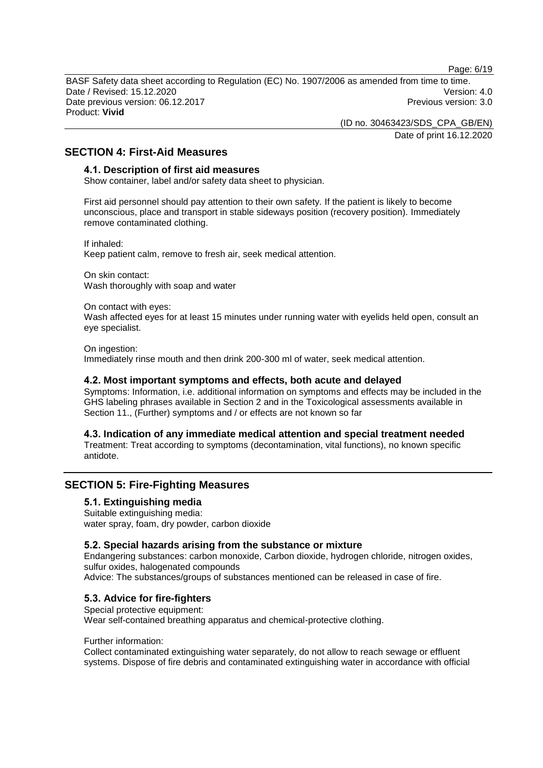## SECTION 4: First-Aid Measures

### 4.1. Description of first aid measures

Show container, label and/or safety data sheet to physician.

First aid personnel should pay attention to their own safety. If the patient is likely to become unconscious, place and transport in stable sideways position (recovery position). Immediately remove contaminated clothing.

If inhaled:
Keep patient calm, remove to fresh air, seek medical attention.

On skin contact:
Wash thoroughly with soap and water

On contact with eyes:
Wash affected eyes for at least 15 minutes under running water with eyelids held open, consult an eye specialist.

On ingestion:
Immediately rinse mouth and then drink 200-300 ml of water, seek medical attention.

### 4.2. Most important symptoms and effects, both acute and delayed

Symptoms: Information, i.e. additional information on symptoms and effects may be included in the GHS labeling phrases available in Section 2 and in the Toxicological assessments available in Section 11., (Further) symptoms and / or effects are not known so far

### 4.3. Indication of any immediate medical attention and special treatment needed

Treatment: Treat according to symptoms (decontamination, vital functions), no known specific antidote.

## SECTION 5: Fire-Fighting Measures

### 5.1. Extinguishing media

Suitable extinguishing media:
water spray, foam, dry powder, carbon dioxide

### 5.2. Special hazards arising from the substance or mixture

Endangering substances: carbon monoxide, Carbon dioxide, hydrogen chloride, nitrogen oxides, sulfur oxides, halogenated compounds
Advice: The substances/groups of substances mentioned can be released in case of fire.

### 5.3. Advice for fire-fighters

Special protective equipment:
Wear self-contained breathing apparatus and chemical-protective clothing.

Further information:
Collect contaminated extinguishing water separately, do not allow to reach sewage or effluent systems. Dispose of fire debris and contaminated extinguishing water in accordance with official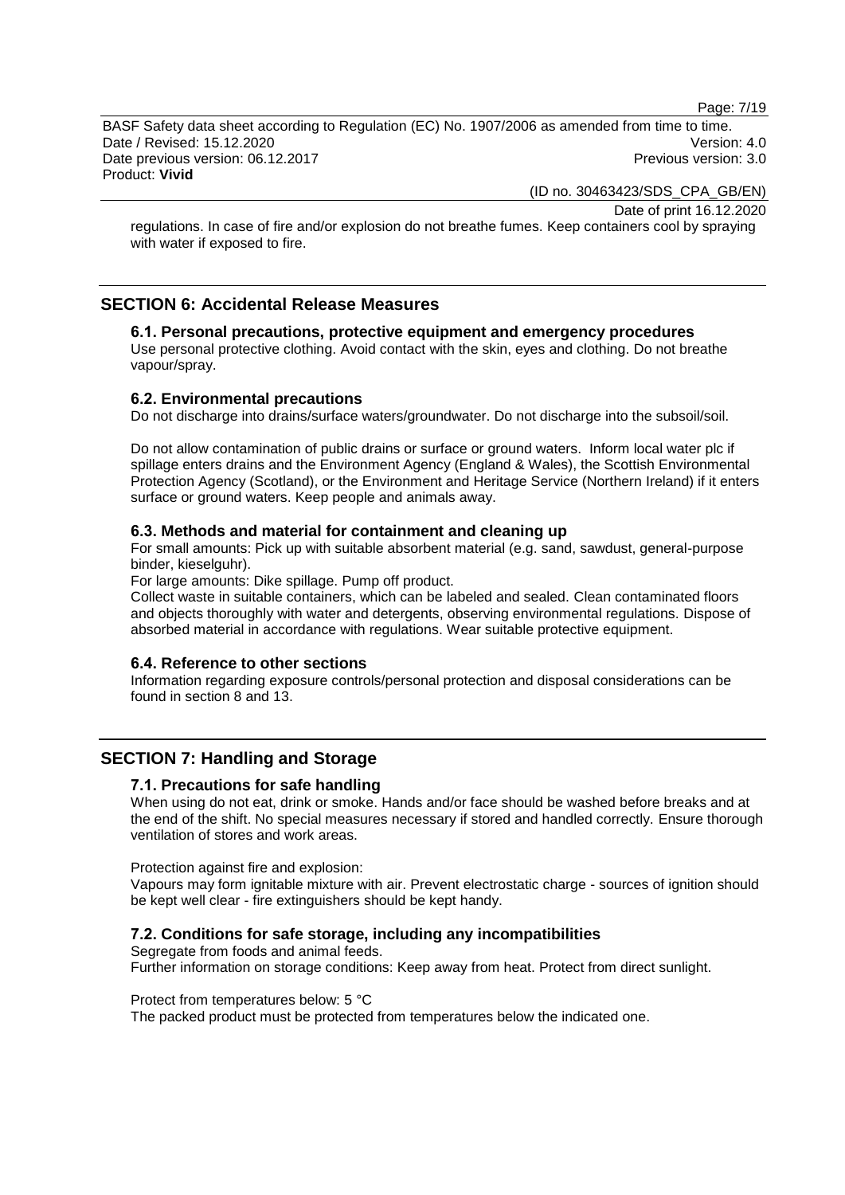regulations. In case of fire and/or explosion do not breathe fumes. Keep containers cool by spraying with water if exposed to fire.

## SECTION 6: Accidental Release Measures

### 6.1. Personal precautions, protective equipment and emergency procedures

Use personal protective clothing. Avoid contact with the skin, eyes and clothing. Do not breathe vapour/spray.

### 6.2. Environmental precautions

Do not discharge into drains/surface waters/groundwater. Do not discharge into the subsoil/soil.

Do not allow contamination of public drains or surface or ground waters. Inform local water plc if spillage enters drains and the Environment Agency (England & Wales), the Scottish Environmental Protection Agency (Scotland), or the Environment and Heritage Service (Northern Ireland) if it enters surface or ground waters. Keep people and animals away.

### 6.3. Methods and material for containment and cleaning up

For small amounts: Pick up with suitable absorbent material (e.g. sand, sawdust, general-purpose binder, kieselguhr).

For large amounts: Dike spillage. Pump off product.

Collect waste in suitable containers, which can be labeled and sealed. Clean contaminated floors and objects thoroughly with water and detergents, observing environmental regulations. Dispose of absorbed material in accordance with regulations. Wear suitable protective equipment.

### 6.4. Reference to other sections

Information regarding exposure controls/personal protection and disposal considerations can be found in section 8 and 13.

## SECTION 7: Handling and Storage

### 7.1. Precautions for safe handling

When using do not eat, drink or smoke. Hands and/or face should be washed before breaks and at the end of the shift. No special measures necessary if stored and handled correctly. Ensure thorough ventilation of stores and work areas.

Protection against fire and explosion:

Vapours may form ignitable mixture with air. Prevent electrostatic charge - sources of ignition should be kept well clear - fire extinguishers should be kept handy.

### 7.2. Conditions for safe storage, including any incompatibilities

Segregate from foods and animal feeds.

Further information on storage conditions: Keep away from heat. Protect from direct sunlight.

Protect from temperatures below: 5 °C

The packed product must be protected from temperatures below the indicated one.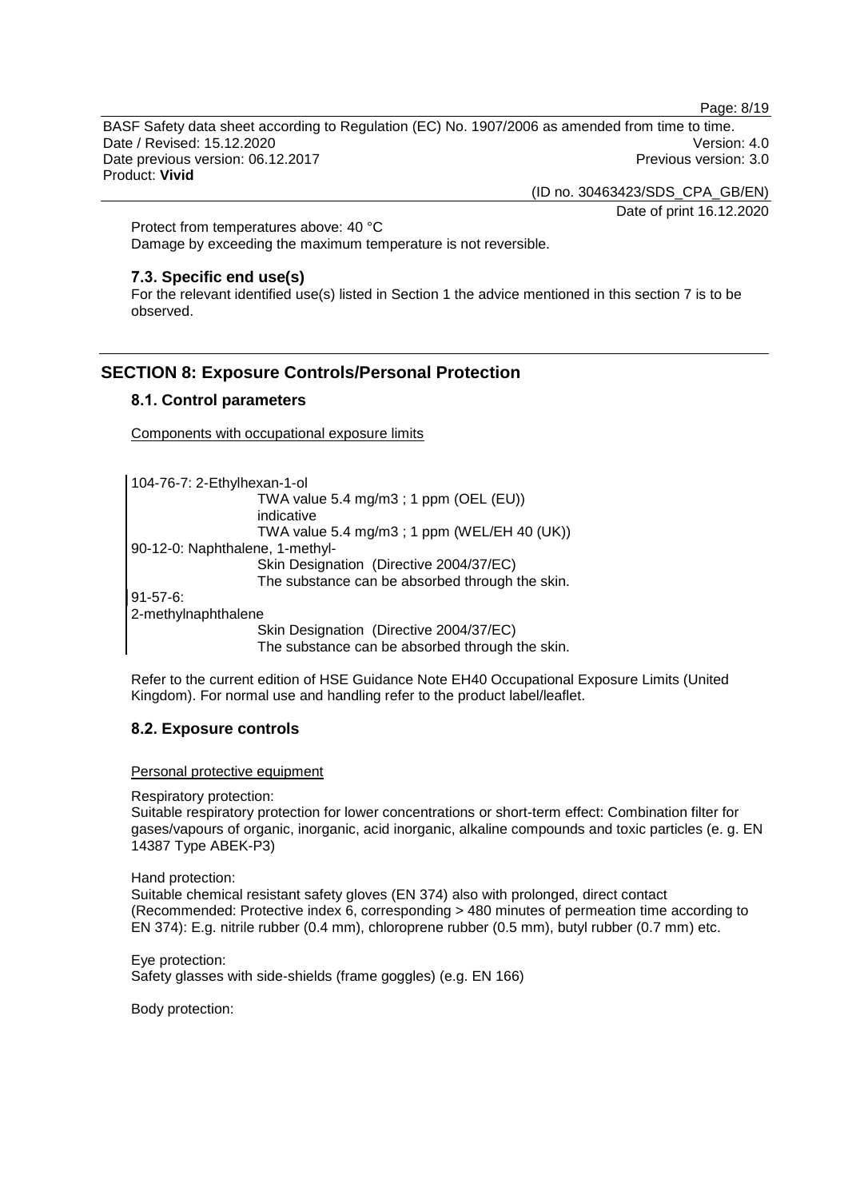Protect from temperatures above: 40 °C
Damage by exceeding the maximum temperature is not reversible.

### 7.3. Specific end use(s)

For the relevant identified use(s) listed in Section 1 the advice mentioned in this section 7 is to be observed.

## SECTION 8: Exposure Controls/Personal Protection

### 8.1. Control parameters

Components with occupational exposure limits

104-76-7: 2-Ethylhexan-1-ol
TWA value 5.4 mg/m3 ; 1 ppm (OEL (EU))
indicative
TWA value 5.4 mg/m3 ; 1 ppm (WEL/EH 40 (UK))
90-12-0: Naphthalene, 1-methyl-
Skin Designation (Directive 2004/37/EC)
The substance can be absorbed through the skin.
91-57-6:
2-methylnaphthalene
Skin Designation (Directive 2004/37/EC)
The substance can be absorbed through the skin.

Refer to the current edition of HSE Guidance Note EH40 Occupational Exposure Limits (United Kingdom). For normal use and handling refer to the product label/leaflet.

### 8.2. Exposure controls

Personal protective equipment

Respiratory protection:
Suitable respiratory protection for lower concentrations or short-term effect: Combination filter for gases/vapours of organic, inorganic, acid inorganic, alkaline compounds and toxic particles (e. g. EN 14387 Type ABEK-P3)

Hand protection:
Suitable chemical resistant safety gloves (EN 374) also with prolonged, direct contact (Recommended: Protective index 6, corresponding > 480 minutes of permeation time according to EN 374): E.g. nitrile rubber (0.4 mm), chloroprene rubber (0.5 mm), butyl rubber (0.7 mm) etc.

Eye protection:
Safety glasses with side-shields (frame goggles) (e.g. EN 166)

Body protection: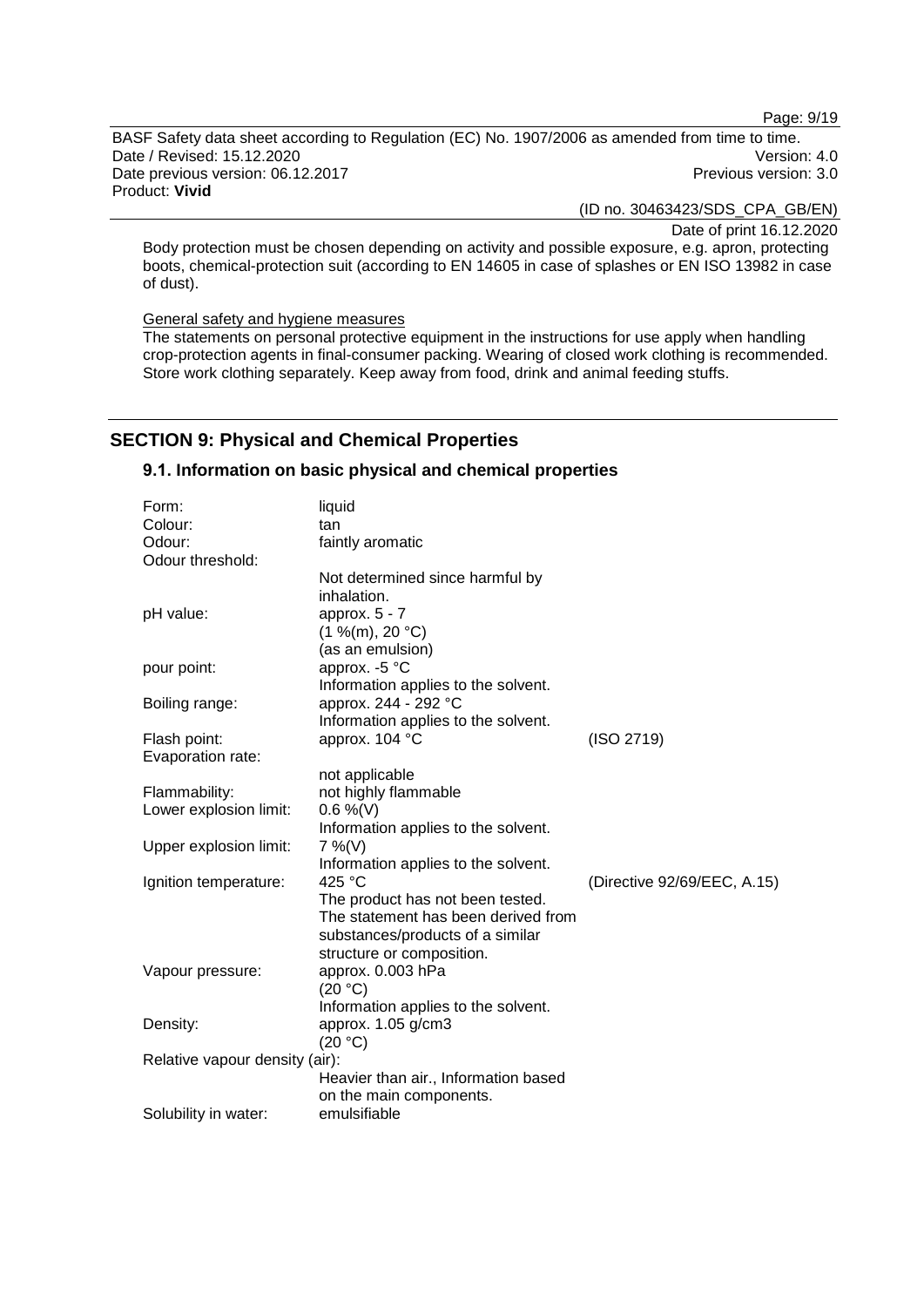Body protection must be chosen depending on activity and possible exposure, e.g. apron, protecting boots, chemical-protection suit (according to EN 14605 in case of splashes or EN ISO 13982 in case of dust).

General safety and hygiene measures

The statements on personal protective equipment in the instructions for use apply when handling crop-protection agents in final-consumer packing. Wearing of closed work clothing is recommended. Store work clothing separately. Keep away from food, drink and animal feeding stuffs.

## SECTION 9: Physical and Chemical Properties

### 9.1. Information on basic physical and chemical properties

| | | |
|---|---|---|
| Form: | liquid | |
| Colour: | tan | |
| Odour: | faintly aromatic | |
| Odour threshold: | Not determined since harmful by inhalation. | |
| pH value: | approx. 5 - 7<br>(1 %(m), 20 °C)<br>(as an emulsion) | |
| pour point: | approx. -5 °C<br>Information applies to the solvent. | |
| Boiling range: | approx. 244 - 292 °C<br>Information applies to the solvent. | |
| Flash point: | approx. 104 °C | (ISO 2719) |
| Evaporation rate: | not applicable | |
| Flammability: | not highly flammable | |
| Lower explosion limit: | 0.6 %(V)<br>Information applies to the solvent. | |
| Upper explosion limit: | 7 %(V)<br>Information applies to the solvent. | |
| Ignition temperature: | 425 °C<br>The product has not been tested. The statement has been derived from substances/products of a similar structure or composition. | (Directive 92/69/EEC, A.15) |
| Vapour pressure: | approx. 0.003 hPa<br>(20 °C)<br>Information applies to the solvent. | |
| Density: | approx. 1.05 g/cm3<br>(20 °C) | |
| Relative vapour density (air): | Heavier than air., Information based on the main components. | |
| Solubility in water: | emulsifiable | |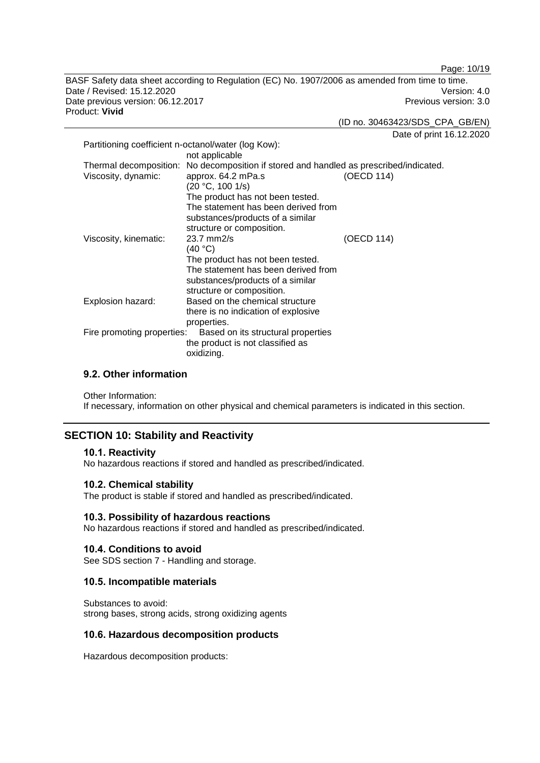Partitioning coefficient n-octanol/water (log Kow):
not applicable

| | | |
|---|---|---|
| Thermal decomposition: | No decomposition if stored and handled as prescribed/indicated. | |
| Viscosity, dynamic: | approx. 64.2 mPa.s (20 °C, 100 1/s) The product has not been tested. The statement has been derived from substances/products of a similar structure or composition. | (OECD 114) |
| Viscosity, kinematic: | 23.7 mm2/s (40 °C) The product has not been tested. The statement has been derived from substances/products of a similar structure or composition. | (OECD 114) |
| Explosion hazard: | Based on the chemical structure there is no indication of explosive properties. | |
| Fire promoting properties: | Based on its structural properties the product is not classified as oxidizing. | |

### 9.2. Other information

Other Information:
If necessary, information on other physical and chemical parameters is indicated in this section.

## SECTION 10: Stability and Reactivity

### 10.1. Reactivity

No hazardous reactions if stored and handled as prescribed/indicated.

### 10.2. Chemical stability

The product is stable if stored and handled as prescribed/indicated.

### 10.3. Possibility of hazardous reactions

No hazardous reactions if stored and handled as prescribed/indicated.

### 10.4. Conditions to avoid

See SDS section 7 - Handling and storage.

### 10.5. Incompatible materials

Substances to avoid:
strong bases, strong acids, strong oxidizing agents

### 10.6. Hazardous decomposition products

Hazardous decomposition products: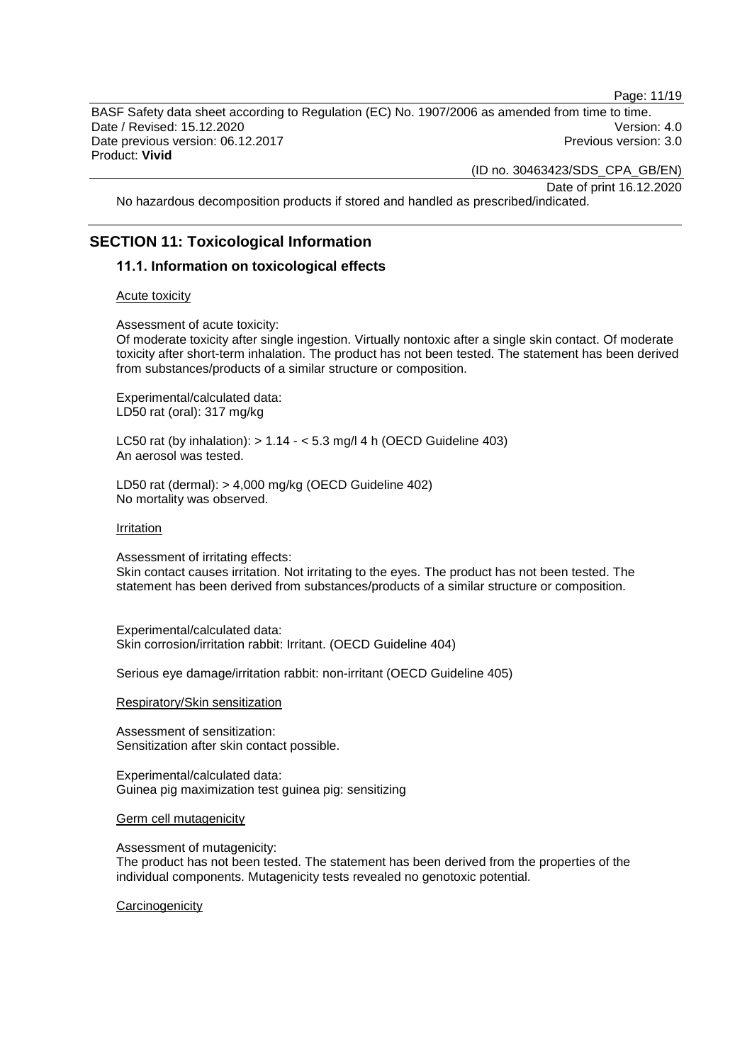No hazardous decomposition products if stored and handled as prescribed/indicated.

## SECTION 11: Toxicological Information

### 11.1. Information on toxicological effects

Acute toxicity

Assessment of acute toxicity:
Of moderate toxicity after single ingestion. Virtually nontoxic after a single skin contact. Of moderate toxicity after short-term inhalation. The product has not been tested. The statement has been derived from substances/products of a similar structure or composition.

Experimental/calculated data:
LD50 rat (oral): 317 mg/kg

LC50 rat (by inhalation): > 1.14 - < 5.3 mg/l 4 h (OECD Guideline 403)
An aerosol was tested.

LD50 rat (dermal): > 4,000 mg/kg (OECD Guideline 402)
No mortality was observed.

Irritation

Assessment of irritating effects:
Skin contact causes irritation. Not irritating to the eyes. The product has not been tested. The statement has been derived from substances/products of a similar structure or composition.

Experimental/calculated data:
Skin corrosion/irritation rabbit: Irritant. (OECD Guideline 404)

Serious eye damage/irritation rabbit: non-irritant (OECD Guideline 405)

Respiratory/Skin sensitization

Assessment of sensitization:
Sensitization after skin contact possible.

Experimental/calculated data:
Guinea pig maximization test guinea pig: sensitizing

Germ cell mutagenicity

Assessment of mutagenicity:
The product has not been tested. The statement has been derived from the properties of the individual components. Mutagenicity tests revealed no genotoxic potential.

Carcinogenicity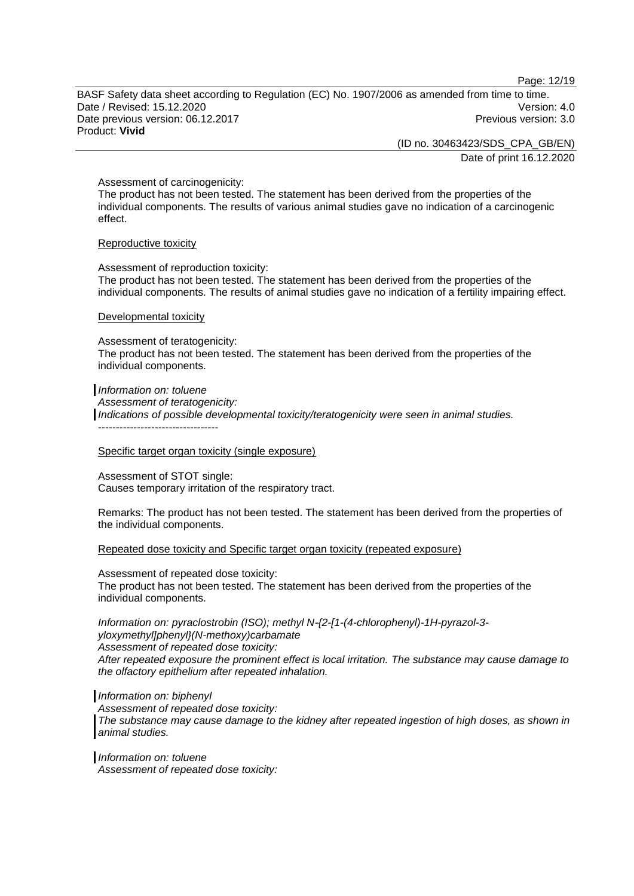Assessment of carcinogenicity:
The product has not been tested. The statement has been derived from the properties of the individual components. The results of various animal studies gave no indication of a carcinogenic effect.

Reproductive toxicity

Assessment of reproduction toxicity:
The product has not been tested. The statement has been derived from the properties of the individual components. The results of animal studies gave no indication of a fertility impairing effect.

Developmental toxicity

Assessment of teratogenicity:
The product has not been tested. The statement has been derived from the properties of the individual components.

*Information on: toluene*
*Assessment of teratogenicity:*
*Indications of possible developmental toxicity/teratogenicity were seen in animal studies.*
----------------------------------

Specific target organ toxicity (single exposure)

Assessment of STOT single:
Causes temporary irritation of the respiratory tract.

Remarks: The product has not been tested. The statement has been derived from the properties of the individual components.

Repeated dose toxicity and Specific target organ toxicity (repeated exposure)

Assessment of repeated dose toxicity:
The product has not been tested. The statement has been derived from the properties of the individual components.

*Information on: pyraclostrobin (ISO); methyl N-{2-[1-(4-chlorophenyl)-1H-pyrazol-3-yloxymethyl]phenyl}(N-methoxy)carbamate*
*Assessment of repeated dose toxicity:*
*After repeated exposure the prominent effect is local irritation. The substance may cause damage to the olfactory epithelium after repeated inhalation.*

*Information on: biphenyl*
*Assessment of repeated dose toxicity:*
*The substance may cause damage to the kidney after repeated ingestion of high doses, as shown in animal studies.*

*Information on: toluene*
*Assessment of repeated dose toxicity:*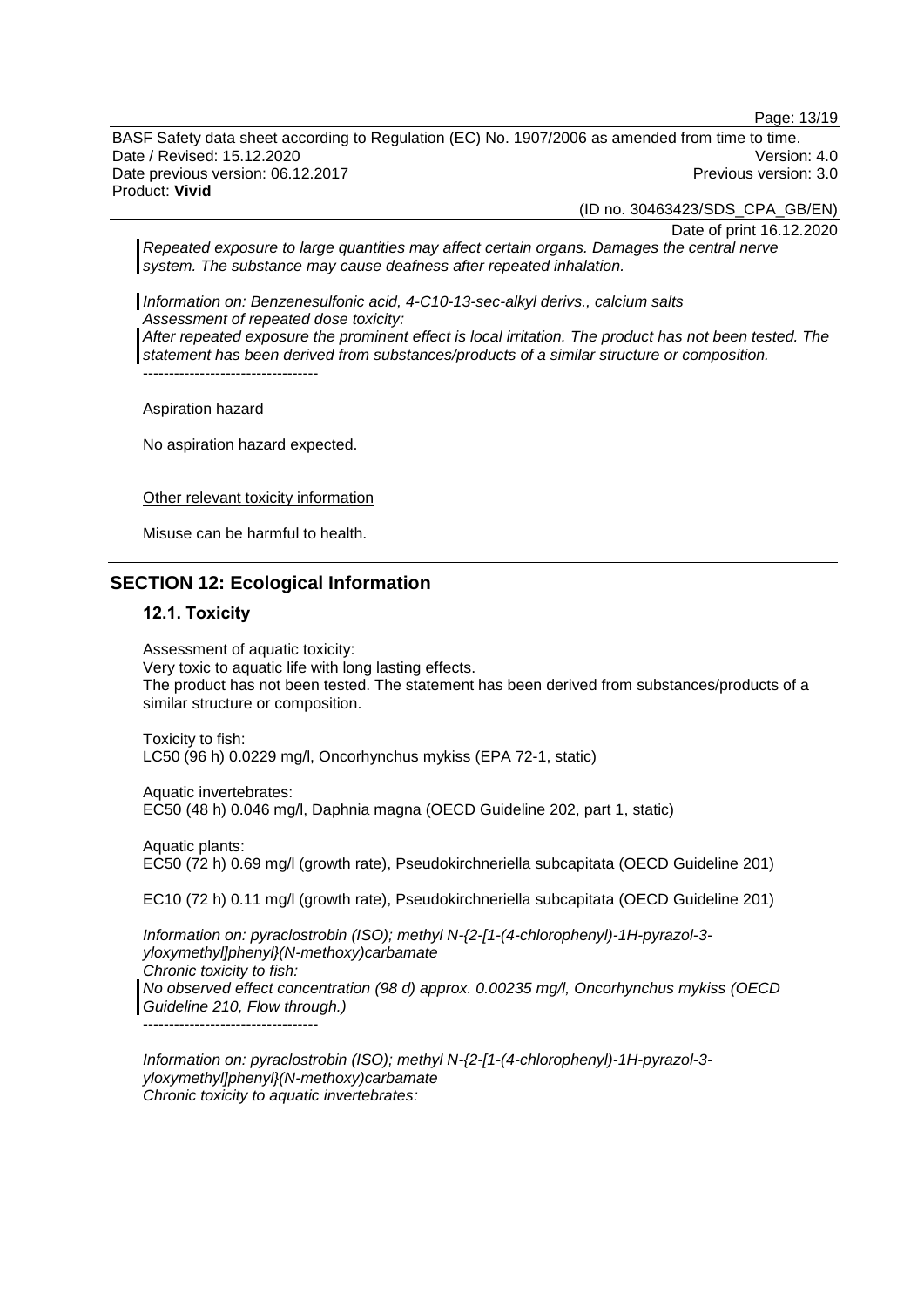*Repeated exposure to large quantities may affect certain organs. Damages the central nerve system. The substance may cause deafness after repeated inhalation.*

*Information on: Benzenesulfonic acid, 4-C10-13-sec-alkyl derivs., calcium salts*
*Assessment of repeated dose toxicity:*
*After repeated exposure the prominent effect is local irritation. The product has not been tested. The statement has been derived from substances/products of a similar structure or composition.*
----------------------------------

Aspiration hazard

No aspiration hazard expected.

Other relevant toxicity information

Misuse can be harmful to health.

## SECTION 12: Ecological Information

### 12.1. Toxicity

Assessment of aquatic toxicity:
Very toxic to aquatic life with long lasting effects.
The product has not been tested. The statement has been derived from substances/products of a similar structure or composition.

Toxicity to fish:
LC50 (96 h) 0.0229 mg/l, Oncorhynchus mykiss (EPA 72-1, static)

Aquatic invertebrates:
EC50 (48 h) 0.046 mg/l, Daphnia magna (OECD Guideline 202, part 1, static)

Aquatic plants:
EC50 (72 h) 0.69 mg/l (growth rate), Pseudokirchneriella subcapitata (OECD Guideline 201)

EC10 (72 h) 0.11 mg/l (growth rate), Pseudokirchneriella subcapitata (OECD Guideline 201)

*Information on: pyraclostrobin (ISO); methyl N-{2-[1-(4-chlorophenyl)-1H-pyrazol-3-yloxymethyl]phenyl}(N-methoxy)carbamate*
*Chronic toxicity to fish:*
*No observed effect concentration (98 d) approx. 0.00235 mg/l, Oncorhynchus mykiss (OECD Guideline 210, Flow through.)*
----------------------------------

*Information on: pyraclostrobin (ISO); methyl N-{2-[1-(4-chlorophenyl)-1H-pyrazol-3-yloxymethyl]phenyl}(N-methoxy)carbamate*
*Chronic toxicity to aquatic invertebrates:*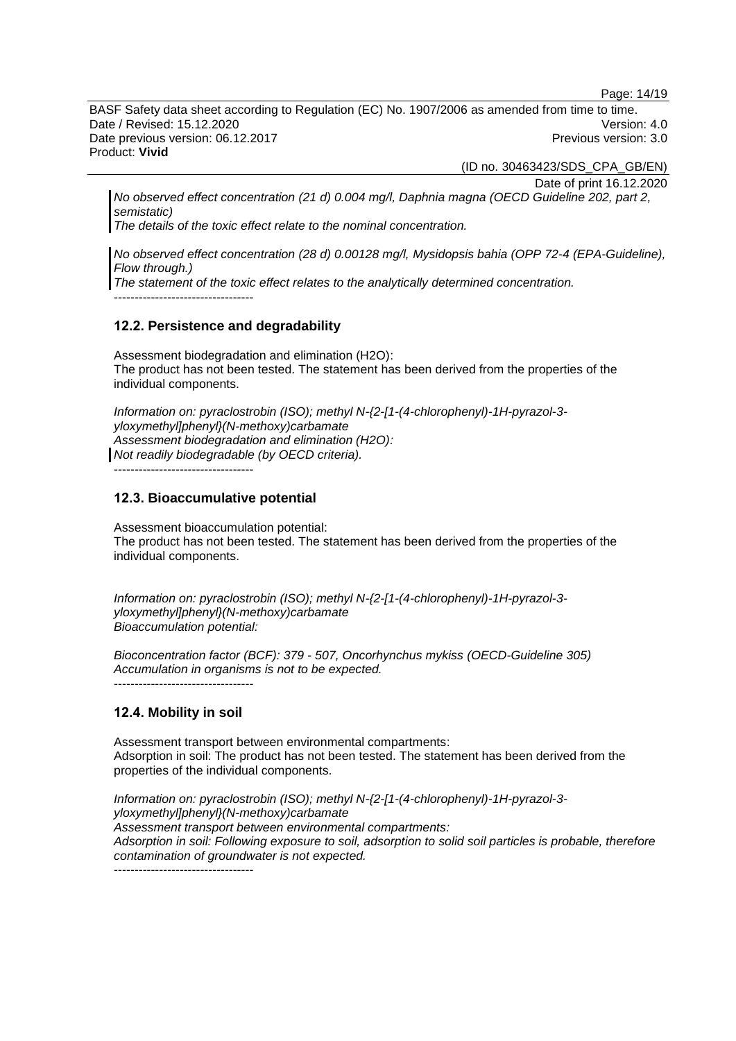*No observed effect concentration (21 d) 0.004 mg/l, Daphnia magna (OECD Guideline 202, part 2, semistatic)*
*The details of the toxic effect relate to the nominal concentration.*

*No observed effect concentration (28 d) 0.00128 mg/l, Mysidopsis bahia (OPP 72-4 (EPA-Guideline), Flow through.)*
*The statement of the toxic effect relates to the analytically determined concentration.*
----------------------------------

### 12.2. Persistence and degradability

Assessment biodegradation and elimination (H2O):
The product has not been tested. The statement has been derived from the properties of the individual components.

*Information on: pyraclostrobin (ISO); methyl N-{2-[1-(4-chlorophenyl)-1H-pyrazol-3-yloxymethyl]phenyl}(N-methoxy)carbamate*
*Assessment biodegradation and elimination (H2O):*
*Not readily biodegradable (by OECD criteria).*
----------------------------------

### 12.3. Bioaccumulative potential

Assessment bioaccumulation potential:
The product has not been tested. The statement has been derived from the properties of the individual components.

*Information on: pyraclostrobin (ISO); methyl N-{2-[1-(4-chlorophenyl)-1H-pyrazol-3-yloxymethyl]phenyl}(N-methoxy)carbamate*
*Bioaccumulation potential:*

*Bioconcentration factor (BCF): 379 - 507, Oncorhynchus mykiss (OECD-Guideline 305)*
*Accumulation in organisms is not to be expected.*
----------------------------------

### 12.4. Mobility in soil

Assessment transport between environmental compartments:
Adsorption in soil: The product has not been tested. The statement has been derived from the properties of the individual components.

*Information on: pyraclostrobin (ISO); methyl N-{2-[1-(4-chlorophenyl)-1H-pyrazol-3-yloxymethyl]phenyl}(N-methoxy)carbamate*
*Assessment transport between environmental compartments:*
*Adsorption in soil: Following exposure to soil, adsorption to solid soil particles is probable, therefore contamination of groundwater is not expected.*
----------------------------------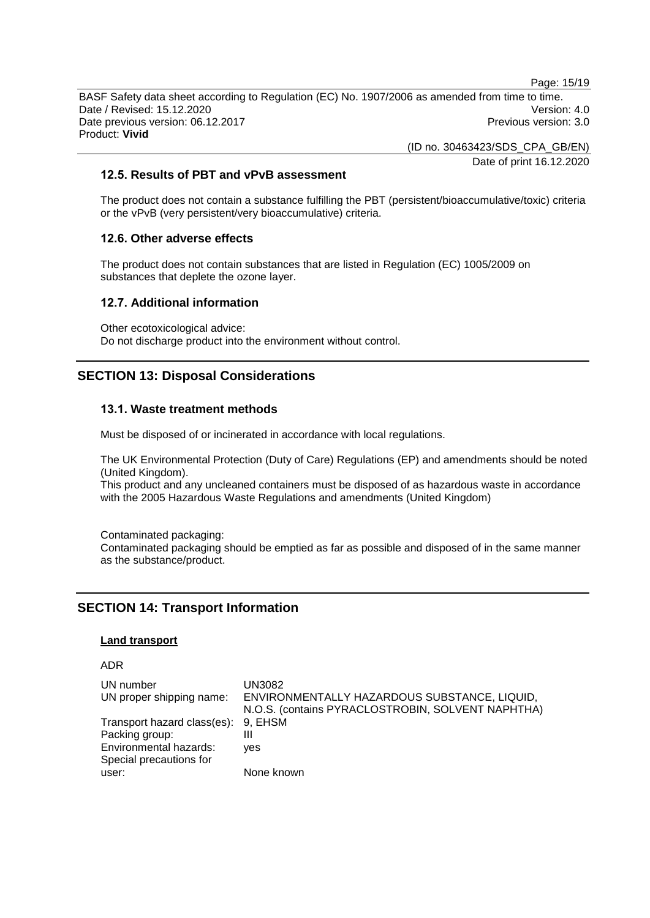### 12.5. Results of PBT and vPvB assessment

The product does not contain a substance fulfilling the PBT (persistent/bioaccumulative/toxic) criteria or the vPvB (very persistent/very bioaccumulative) criteria.

### 12.6. Other adverse effects

The product does not contain substances that are listed in Regulation (EC) 1005/2009 on substances that deplete the ozone layer.

### 12.7. Additional information

Other ecotoxicological advice:
Do not discharge product into the environment without control.

## SECTION 13: Disposal Considerations

### 13.1. Waste treatment methods

Must be disposed of or incinerated in accordance with local regulations.

The UK Environmental Protection (Duty of Care) Regulations (EP) and amendments should be noted (United Kingdom).
This product and any uncleaned containers must be disposed of as hazardous waste in accordance with the 2005 Hazardous Waste Regulations and amendments (United Kingdom)

Contaminated packaging:
Contaminated packaging should be emptied as far as possible and disposed of in the same manner as the substance/product.

## SECTION 14: Transport Information

**Land transport**

ADR

| | |
|---|---|
| UN number | UN3082 |
| UN proper shipping name: | ENVIRONMENTALLY HAZARDOUS SUBSTANCE, LIQUID, N.O.S. (contains PYRACLOSTROBIN, SOLVENT NAPHTHA) |
| Transport hazard class(es): | 9, EHSM |
| Packing group: | III |
| Environmental hazards: | yes |
| Special precautions for user: | None known |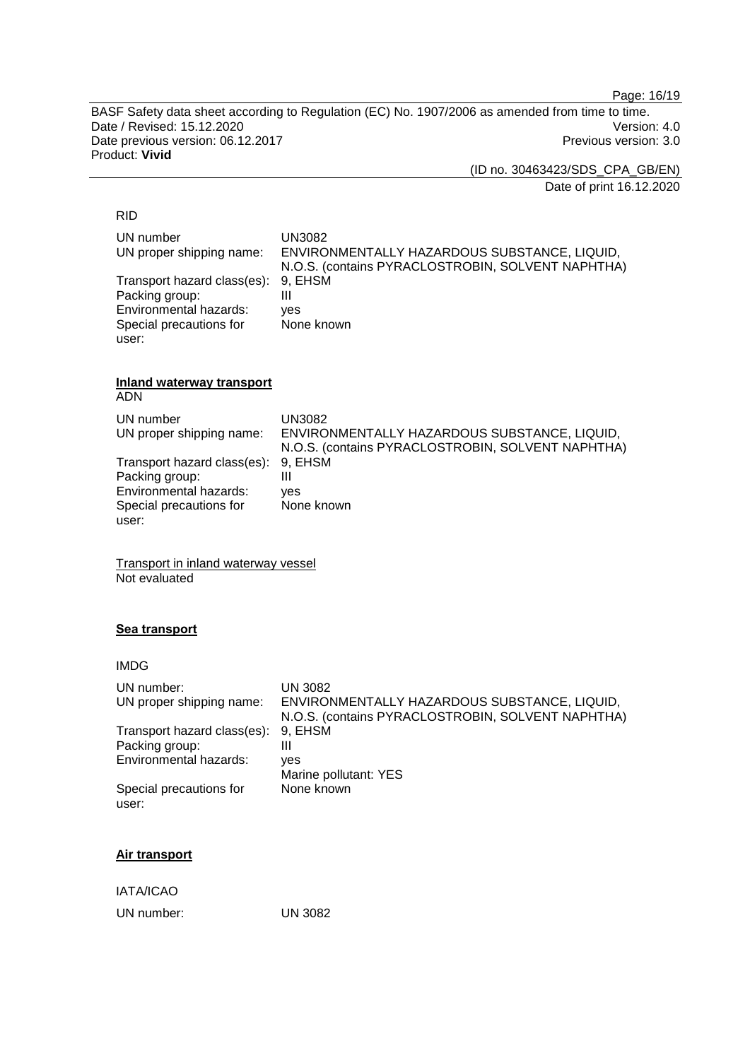RID

| | |
|---|---|
| UN number | UN3082 |
| UN proper shipping name: | ENVIRONMENTALLY HAZARDOUS SUBSTANCE, LIQUID, N.O.S. (contains PYRACLOSTROBIN, SOLVENT NAPHTHA) |
| Transport hazard class(es): | 9, EHSM |
| Packing group: | III |
| Environmental hazards: | yes |
| Special precautions for user: | None known |

**Inland waterway transport**

ADN

| | |
|---|---|
| UN number | UN3082 |
| UN proper shipping name: | ENVIRONMENTALLY HAZARDOUS SUBSTANCE, LIQUID, N.O.S. (contains PYRACLOSTROBIN, SOLVENT NAPHTHA) |
| Transport hazard class(es): | 9, EHSM |
| Packing group: | III |
| Environmental hazards: | yes |
| Special precautions for user: | None known |

Transport in inland waterway vessel

Not evaluated

**Sea transport**

IMDG

| | |
|---|---|
| UN number: | UN 3082 |
| UN proper shipping name: | ENVIRONMENTALLY HAZARDOUS SUBSTANCE, LIQUID, N.O.S. (contains PYRACLOSTROBIN, SOLVENT NAPHTHA) |
| Transport hazard class(es): | 9, EHSM |
| Packing group: | III |
| Environmental hazards: | yes<br>Marine pollutant: YES |
| Special precautions for user: | None known |

**Air transport**

IATA/ICAO

| | |
|---|---|
| UN number: | UN 3082 |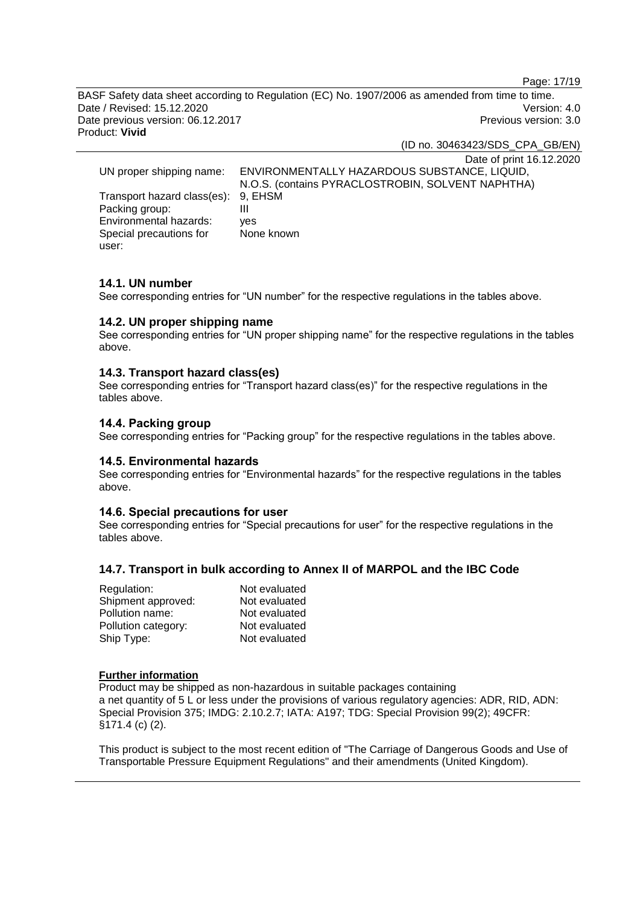Date of print 16.12.2020

| | |
|---|---|
| UN proper shipping name: | ENVIRONMENTALLY HAZARDOUS SUBSTANCE, LIQUID, N.O.S. (contains PYRACLOSTROBIN, SOLVENT NAPHTHA) |
| Transport hazard class(es): | 9, EHSM |
| Packing group: | III |
| Environmental hazards: | yes |
| Special precautions for user: | None known |

### 14.1. UN number

See corresponding entries for "UN number" for the respective regulations in the tables above.

### 14.2. UN proper shipping name

See corresponding entries for "UN proper shipping name" for the respective regulations in the tables above.

### 14.3. Transport hazard class(es)

See corresponding entries for "Transport hazard class(es)" for the respective regulations in the tables above.

### 14.4. Packing group

See corresponding entries for "Packing group" for the respective regulations in the tables above.

### 14.5. Environmental hazards

See corresponding entries for "Environmental hazards" for the respective regulations in the tables above.

### 14.6. Special precautions for user

See corresponding entries for "Special precautions for user" for the respective regulations in the tables above.

### 14.7. Transport in bulk according to Annex II of MARPOL and the IBC Code

| | |
|---|---|
| Regulation: | Not evaluated |
| Shipment approved: | Not evaluated |
| Pollution name: | Not evaluated |
| Pollution category: | Not evaluated |
| Ship Type: | Not evaluated |

**Further information**

Product may be shipped as non-hazardous in suitable packages containing a net quantity of 5 L or less under the provisions of various regulatory agencies: ADR, RID, ADN: Special Provision 375; IMDG: 2.10.2.7; IATA: A197; TDG: Special Provision 99(2); 49CFR: §171.4 (c) (2).

This product is subject to the most recent edition of "The Carriage of Dangerous Goods and Use of Transportable Pressure Equipment Regulations" and their amendments (United Kingdom).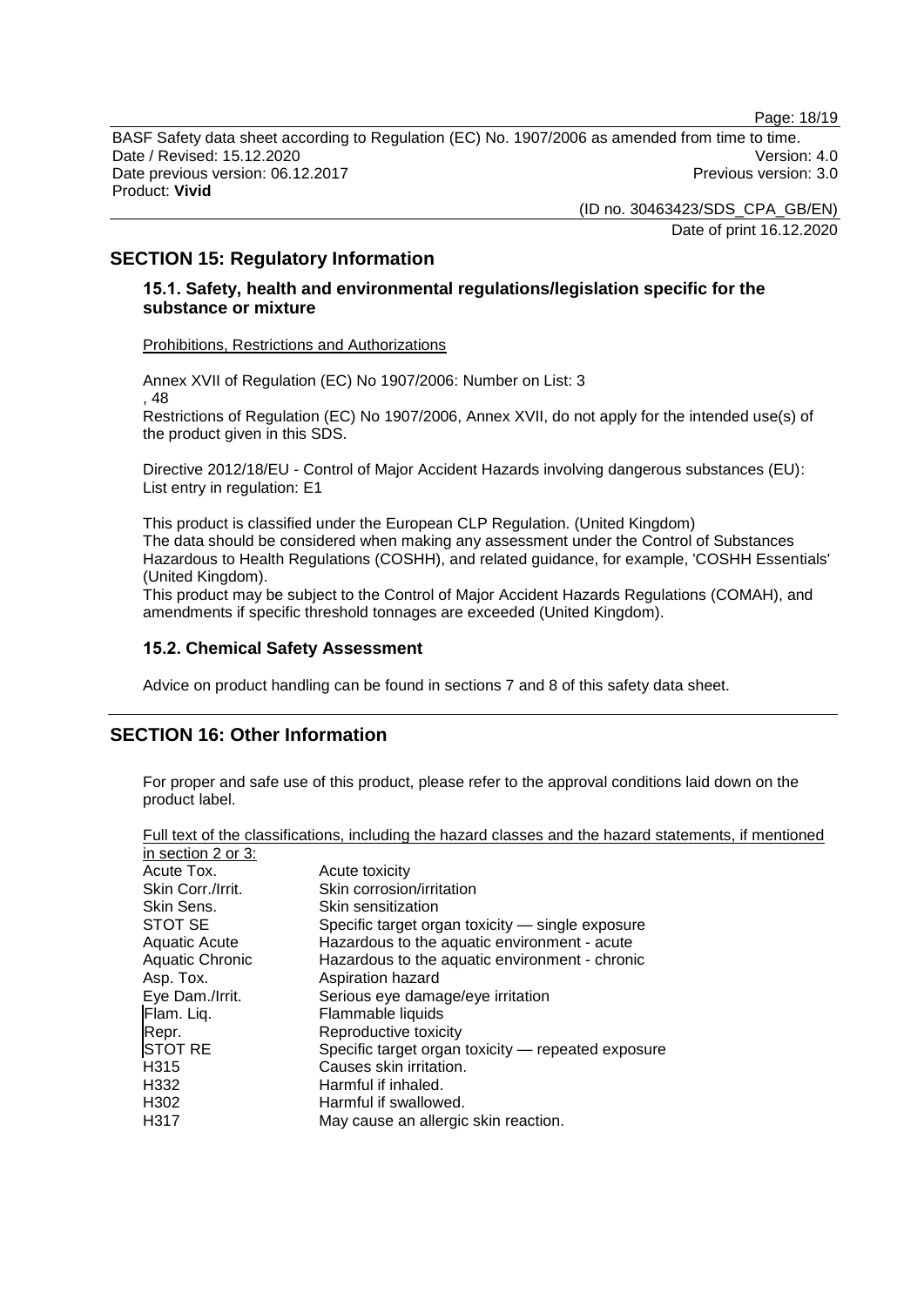## SECTION 15: Regulatory Information

### 15.1. Safety, health and environmental regulations/legislation specific for the substance or mixture

Prohibitions, Restrictions and Authorizations

Annex XVII of Regulation (EC) No 1907/2006: Number on List: 3
, 48
Restrictions of Regulation (EC) No 1907/2006, Annex XVII, do not apply for the intended use(s) of the product given in this SDS.

Directive 2012/18/EU - Control of Major Accident Hazards involving dangerous substances (EU): List entry in regulation: E1

This product is classified under the European CLP Regulation. (United Kingdom)
The data should be considered when making any assessment under the Control of Substances Hazardous to Health Regulations (COSHH), and related guidance, for example, 'COSHH Essentials' (United Kingdom).
This product may be subject to the Control of Major Accident Hazards Regulations (COMAH), and amendments if specific threshold tonnages are exceeded (United Kingdom).

### 15.2. Chemical Safety Assessment

Advice on product handling can be found in sections 7 and 8 of this safety data sheet.

## SECTION 16: Other Information

For proper and safe use of this product, please refer to the approval conditions laid down on the product label.

Full text of the classifications, including the hazard classes and the hazard statements, if mentioned in section 2 or 3:

| | |
|---|---|
| Acute Tox. | Acute toxicity |
| Skin Corr./Irrit. | Skin corrosion/irritation |
| Skin Sens. | Skin sensitization |
| STOT SE | Specific target organ toxicity — single exposure |
| Aquatic Acute | Hazardous to the aquatic environment - acute |
| Aquatic Chronic | Hazardous to the aquatic environment - chronic |
| Asp. Tox. | Aspiration hazard |
| Eye Dam./Irrit. | Serious eye damage/eye irritation |
| Flam. Liq. | Flammable liquids |
| Repr. | Reproductive toxicity |
| STOT RE | Specific target organ toxicity — repeated exposure |
| H315 | Causes skin irritation. |
| H332 | Harmful if inhaled. |
| H302 | Harmful if swallowed. |
| H317 | May cause an allergic skin reaction. |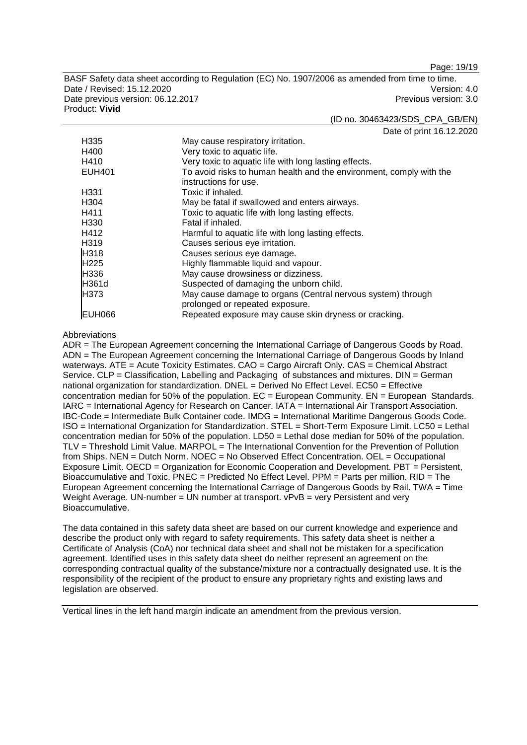| | |
|---|---|
| H335 | May cause respiratory irritation. |
| H400 | Very toxic to aquatic life. |
| H410 | Very toxic to aquatic life with long lasting effects. |
| EUH401 | To avoid risks to human health and the environment, comply with the instructions for use. |
| H331 | Toxic if inhaled. |
| H304 | May be fatal if swallowed and enters airways. |
| H411 | Toxic to aquatic life with long lasting effects. |
| H330 | Fatal if inhaled. |
| H412 | Harmful to aquatic life with long lasting effects. |
| H319 | Causes serious eye irritation. |
| H318 | Causes serious eye damage. |
| H225 | Highly flammable liquid and vapour. |
| H336 | May cause drowsiness or dizziness. |
| H361d | Suspected of damaging the unborn child. |
| H373 | May cause damage to organs (Central nervous system) through prolonged or repeated exposure. |
| EUH066 | Repeated exposure may cause skin dryness or cracking. |

Abbreviations

ADR = The European Agreement concerning the International Carriage of Dangerous Goods by Road. ADN = The European Agreement concerning the International Carriage of Dangerous Goods by Inland waterways. ATE = Acute Toxicity Estimates. CAO = Cargo Aircraft Only. CAS = Chemical Abstract Service. CLP = Classification, Labelling and Packaging of substances and mixtures. DIN = German national organization for standardization. DNEL = Derived No Effect Level. EC50 = Effective concentration median for 50% of the population. EC = European Community. EN = European Standards. IARC = International Agency for Research on Cancer. IATA = International Air Transport Association. IBC-Code = Intermediate Bulk Container code. IMDG = International Maritime Dangerous Goods Code. ISO = International Organization for Standardization. STEL = Short-Term Exposure Limit. LC50 = Lethal concentration median for 50% of the population. LD50 = Lethal dose median for 50% of the population. TLV = Threshold Limit Value. MARPOL = The International Convention for the Prevention of Pollution from Ships. NEN = Dutch Norm. NOEC = No Observed Effect Concentration. OEL = Occupational Exposure Limit. OECD = Organization for Economic Cooperation and Development. PBT = Persistent, Bioaccumulative and Toxic. PNEC = Predicted No Effect Level. PPM = Parts per million. RID = The European Agreement concerning the International Carriage of Dangerous Goods by Rail. TWA = Time Weight Average. UN-number = UN number at transport. vPvB = very Persistent and very Bioaccumulative.

The data contained in this safety data sheet are based on our current knowledge and experience and describe the product only with regard to safety requirements. This safety data sheet is neither a Certificate of Analysis (CoA) nor technical data sheet and shall not be mistaken for a specification agreement. Identified uses in this safety data sheet do neither represent an agreement on the corresponding contractual quality of the substance/mixture nor a contractually designated use. It is the responsibility of the recipient of the product to ensure any proprietary rights and existing laws and legislation are observed.

Vertical lines in the left hand margin indicate an amendment from the previous version.